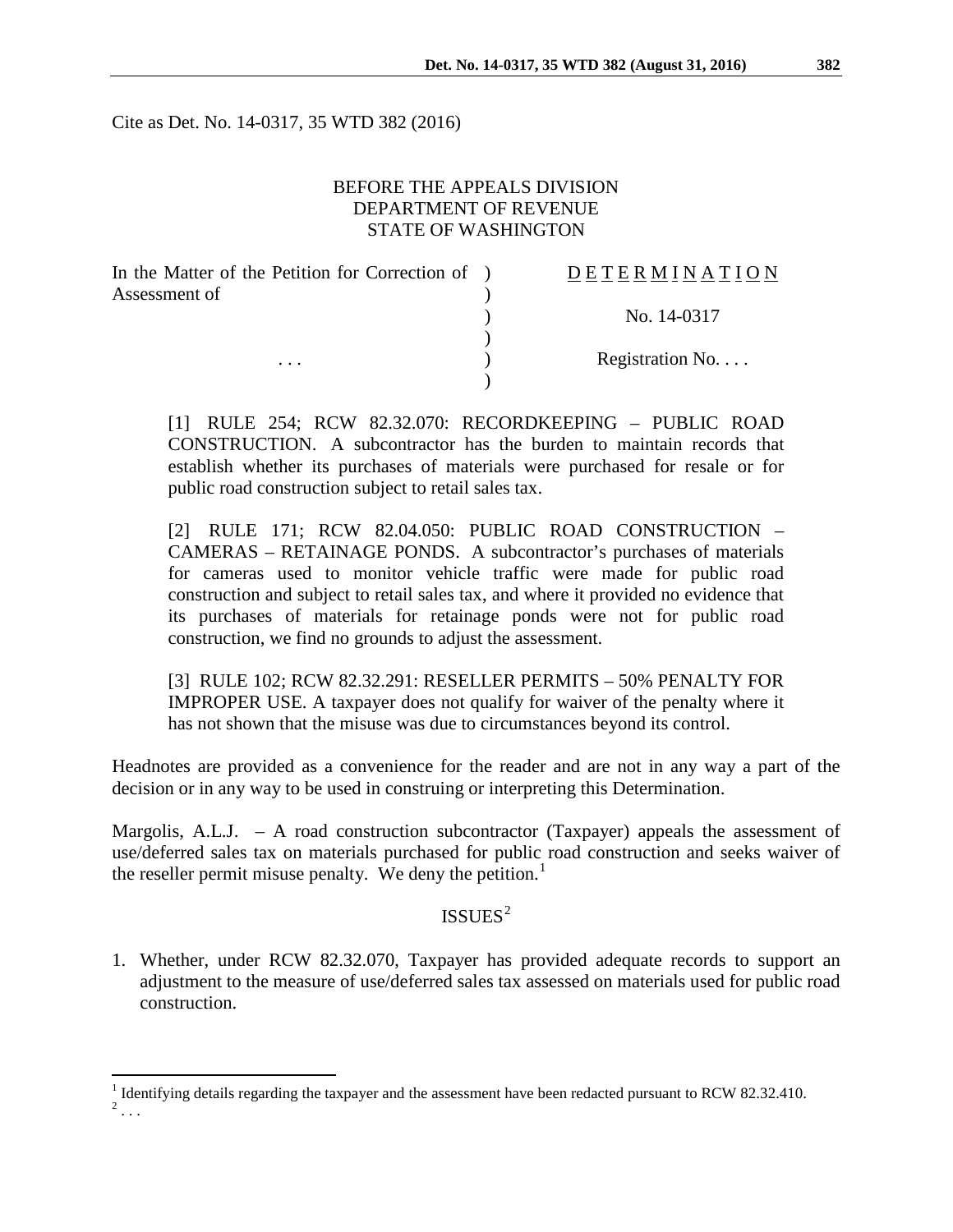Cite as Det. No. 14-0317, 35 WTD 382 (2016)

BEFORE THE APPEALS DIVISION
DEPARTMENT OF REVENUE
STATE OF WASHINGTON

| In the Matter of the Petition for Correction of Assessment of | ) | D E T E R M I N A T I O N |
|---|---|---|
| | ) | No. 14-0317 |
| . . . | ) | Registration No. . . . |

[1] RULE 254; RCW 82.32.070: RECORDKEEPING – PUBLIC ROAD CONSTRUCTION. A subcontractor has the burden to maintain records that establish whether its purchases of materials were purchased for resale or for public road construction subject to retail sales tax.

[2] RULE 171; RCW 82.04.050: PUBLIC ROAD CONSTRUCTION – CAMERAS – RETAINAGE PONDS. A subcontractor's purchases of materials for cameras used to monitor vehicle traffic were made for public road construction and subject to retail sales tax, and where it provided no evidence that its purchases of materials for retainage ponds were not for public road construction, we find no grounds to adjust the assessment.

[3] RULE 102; RCW 82.32.291: RESELLER PERMITS – 50% PENALTY FOR IMPROPER USE. A taxpayer does not qualify for waiver of the penalty where it has not shown that the misuse was due to circumstances beyond its control.

Headnotes are provided as a convenience for the reader and are not in any way a part of the decision or in any way to be used in construing or interpreting this Determination.

Margolis, A.L.J. – A road construction subcontractor (Taxpayer) appeals the assessment of use/deferred sales tax on materials purchased for public road construction and seeks waiver of the reseller permit misuse penalty. We deny the petition.[1]

## ISSUES[2]

1. Whether, under RCW 82.32.070, Taxpayer has provided adequate records to support an adjustment to the measure of use/deferred sales tax assessed on materials used for public road construction.

---

[1] Identifying details regarding the taxpayer and the assessment have been redacted pursuant to RCW 82.32.410.

[2] . . .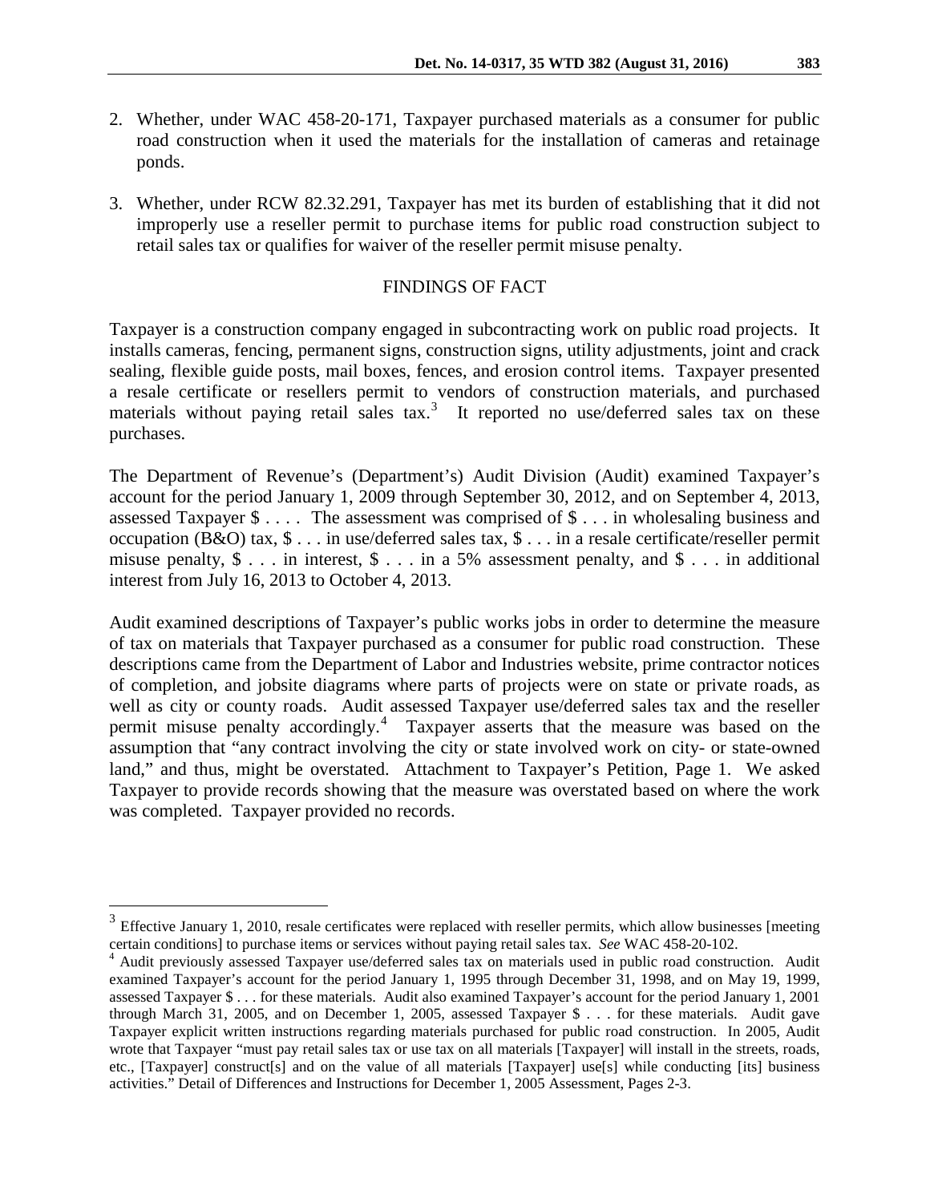2. Whether, under WAC 458-20-171, Taxpayer purchased materials as a consumer for public road construction when it used the materials for the installation of cameras and retainage ponds.

3. Whether, under RCW 82.32.291, Taxpayer has met its burden of establishing that it did not improperly use a reseller permit to purchase items for public road construction subject to retail sales tax or qualifies for waiver of the reseller permit misuse penalty.

## FINDINGS OF FACT

Taxpayer is a construction company engaged in subcontracting work on public road projects. It installs cameras, fencing, permanent signs, construction signs, utility adjustments, joint and crack sealing, flexible guide posts, mail boxes, fences, and erosion control items. Taxpayer presented a resale certificate or resellers permit to vendors of construction materials, and purchased materials without paying retail sales tax.[3] It reported no use/deferred sales tax on these purchases.

The Department of Revenue's (Department's) Audit Division (Audit) examined Taxpayer's account for the period January 1, 2009 through September 30, 2012, and on September 4, 2013, assessed Taxpayer $ . . . . The assessment was comprised of $ . . . in wholesaling business and occupation (B&O) tax, $ . . . in use/deferred sales tax, $ . . . in a resale certificate/reseller permit misuse penalty, $ . . . in interest, $ . . . in a 5% assessment penalty, and $ . . . in additional interest from July 16, 2013 to October 4, 2013.

Audit examined descriptions of Taxpayer's public works jobs in order to determine the measure of tax on materials that Taxpayer purchased as a consumer for public road construction. These descriptions came from the Department of Labor and Industries website, prime contractor notices of completion, and jobsite diagrams where parts of projects were on state or private roads, as well as city or county roads. Audit assessed Taxpayer use/deferred sales tax and the reseller permit misuse penalty accordingly.[4] Taxpayer asserts that the measure was based on the assumption that "any contract involving the city or state involved work on city- or state-owned land," and thus, might be overstated. Attachment to Taxpayer's Petition, Page 1. We asked Taxpayer to provide records showing that the measure was overstated based on where the work was completed. Taxpayer provided no records.

---

[3] Effective January 1, 2010, resale certificates were replaced with reseller permits, which allow businesses [meeting certain conditions] to purchase items or services without paying retail sales tax. *See* WAC 458-20-102.

[4] Audit previously assessed Taxpayer use/deferred sales tax on materials used in public road construction. Audit examined Taxpayer's account for the period January 1, 1995 through December 31, 1998, and on May 19, 1999, assessed Taxpayer $ . . . for these materials. Audit also examined Taxpayer's account for the period January 1, 2001 through March 31, 2005, and on December 1, 2005, assessed Taxpayer $ . . . for these materials. Audit gave Taxpayer explicit written instructions regarding materials purchased for public road construction. In 2005, Audit wrote that Taxpayer "must pay retail sales tax or use tax on all materials [Taxpayer] will install in the streets, roads, etc., [Taxpayer] construct[s] and on the value of all materials [Taxpayer] use[s] while conducting [its] business activities." Detail of Differences and Instructions for December 1, 2005 Assessment, Pages 2-3.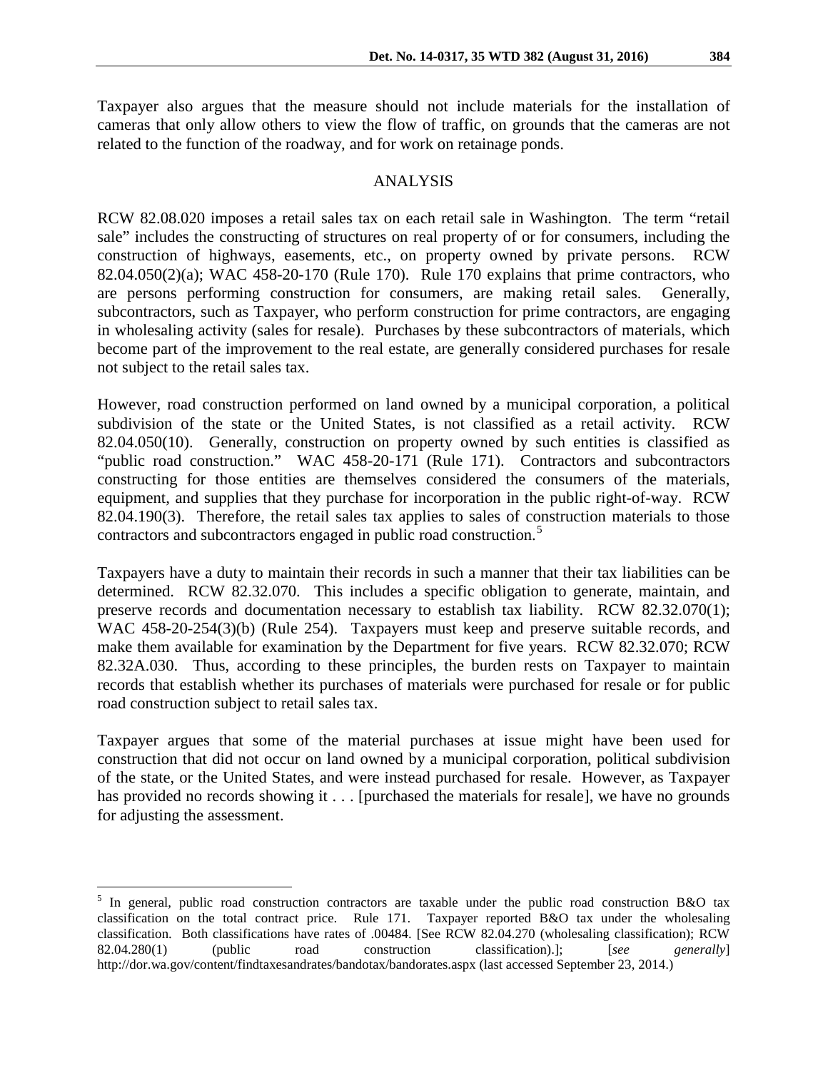Taxpayer also argues that the measure should not include materials for the installation of cameras that only allow others to view the flow of traffic, on grounds that the cameras are not related to the function of the roadway, and for work on retainage ponds.

## ANALYSIS

RCW 82.08.020 imposes a retail sales tax on each retail sale in Washington. The term "retail sale" includes the constructing of structures on real property of or for consumers, including the construction of highways, easements, etc., on property owned by private persons. RCW 82.04.050(2)(a); WAC 458-20-170 (Rule 170). Rule 170 explains that prime contractors, who are persons performing construction for consumers, are making retail sales. Generally, subcontractors, such as Taxpayer, who perform construction for prime contractors, are engaging in wholesaling activity (sales for resale). Purchases by these subcontractors of materials, which become part of the improvement to the real estate, are generally considered purchases for resale not subject to the retail sales tax.

However, road construction performed on land owned by a municipal corporation, a political subdivision of the state or the United States, is not classified as a retail activity. RCW 82.04.050(10). Generally, construction on property owned by such entities is classified as "public road construction." WAC 458-20-171 (Rule 171). Contractors and subcontractors constructing for those entities are themselves considered the consumers of the materials, equipment, and supplies that they purchase for incorporation in the public right-of-way. RCW 82.04.190(3). Therefore, the retail sales tax applies to sales of construction materials to those contractors and subcontractors engaged in public road construction.[5]

Taxpayers have a duty to maintain their records in such a manner that their tax liabilities can be determined. RCW 82.32.070. This includes a specific obligation to generate, maintain, and preserve records and documentation necessary to establish tax liability. RCW 82.32.070(1); WAC 458-20-254(3)(b) (Rule 254). Taxpayers must keep and preserve suitable records, and make them available for examination by the Department for five years. RCW 82.32.070; RCW 82.32A.030. Thus, according to these principles, the burden rests on Taxpayer to maintain records that establish whether its purchases of materials were purchased for resale or for public road construction subject to retail sales tax.

Taxpayer argues that some of the material purchases at issue might have been used for construction that did not occur on land owned by a municipal corporation, political subdivision of the state, or the United States, and were instead purchased for resale. However, as Taxpayer has provided no records showing it . . . [purchased the materials for resale], we have no grounds for adjusting the assessment.

---

[5] In general, public road construction contractors are taxable under the public road construction B&O tax classification on the total contract price. Rule 171. Taxpayer reported B&O tax under the wholesaling classification. Both classifications have rates of .00484. [See RCW 82.04.270 (wholesaling classification); RCW 82.04.280(1) (public road construction classification).]; [*see generally*] http://dor.wa.gov/content/findtaxesandrates/bandotax/bandorates.aspx (last accessed September 23, 2014.)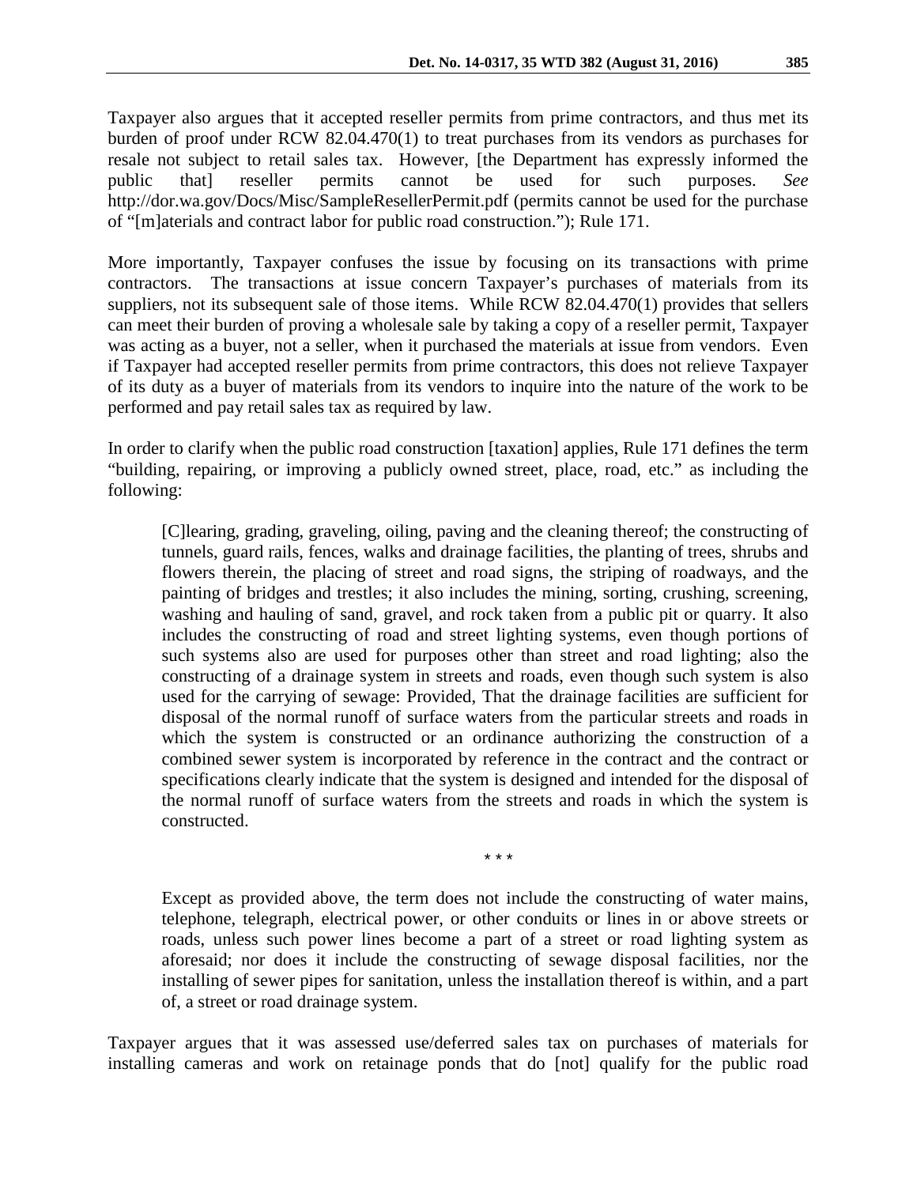Taxpayer also argues that it accepted reseller permits from prime contractors, and thus met its burden of proof under RCW 82.04.470(1) to treat purchases from its vendors as purchases for resale not subject to retail sales tax. However, [the Department has expressly informed the public that] reseller permits cannot be used for such purposes. *See* http://dor.wa.gov/Docs/Misc/SampleResellerPermit.pdf (permits cannot be used for the purchase of "[m]aterials and contract labor for public road construction."); Rule 171.

More importantly, Taxpayer confuses the issue by focusing on its transactions with prime contractors. The transactions at issue concern Taxpayer's purchases of materials from its suppliers, not its subsequent sale of those items. While RCW 82.04.470(1) provides that sellers can meet their burden of proving a wholesale sale by taking a copy of a reseller permit, Taxpayer was acting as a buyer, not a seller, when it purchased the materials at issue from vendors. Even if Taxpayer had accepted reseller permits from prime contractors, this does not relieve Taxpayer of its duty as a buyer of materials from its vendors to inquire into the nature of the work to be performed and pay retail sales tax as required by law.

In order to clarify when the public road construction [taxation] applies, Rule 171 defines the term "building, repairing, or improving a publicly owned street, place, road, etc." as including the following:

> [C]learing, grading, graveling, oiling, paving and the cleaning thereof; the constructing of tunnels, guard rails, fences, walks and drainage facilities, the planting of trees, shrubs and flowers therein, the placing of street and road signs, the striping of roadways, and the painting of bridges and trestles; it also includes the mining, sorting, crushing, screening, washing and hauling of sand, gravel, and rock taken from a public pit or quarry. It also includes the constructing of road and street lighting systems, even though portions of such systems also are used for purposes other than street and road lighting; also the constructing of a drainage system in streets and roads, even though such system is also used for the carrying of sewage: Provided, That the drainage facilities are sufficient for disposal of the normal runoff of surface waters from the particular streets and roads in which the system is constructed or an ordinance authorizing the construction of a combined sewer system is incorporated by reference in the contract and the contract or specifications clearly indicate that the system is designed and intended for the disposal of the normal runoff of surface waters from the streets and roads in which the system is constructed.
>
> \* \* \*
>
> Except as provided above, the term does not include the constructing of water mains, telephone, telegraph, electrical power, or other conduits or lines in or above streets or roads, unless such power lines become a part of a street or road lighting system as aforesaid; nor does it include the constructing of sewage disposal facilities, nor the installing of sewer pipes for sanitation, unless the installation thereof is within, and a part of, a street or road drainage system.

Taxpayer argues that it was assessed use/deferred sales tax on purchases of materials for installing cameras and work on retainage ponds that do [not] qualify for the public road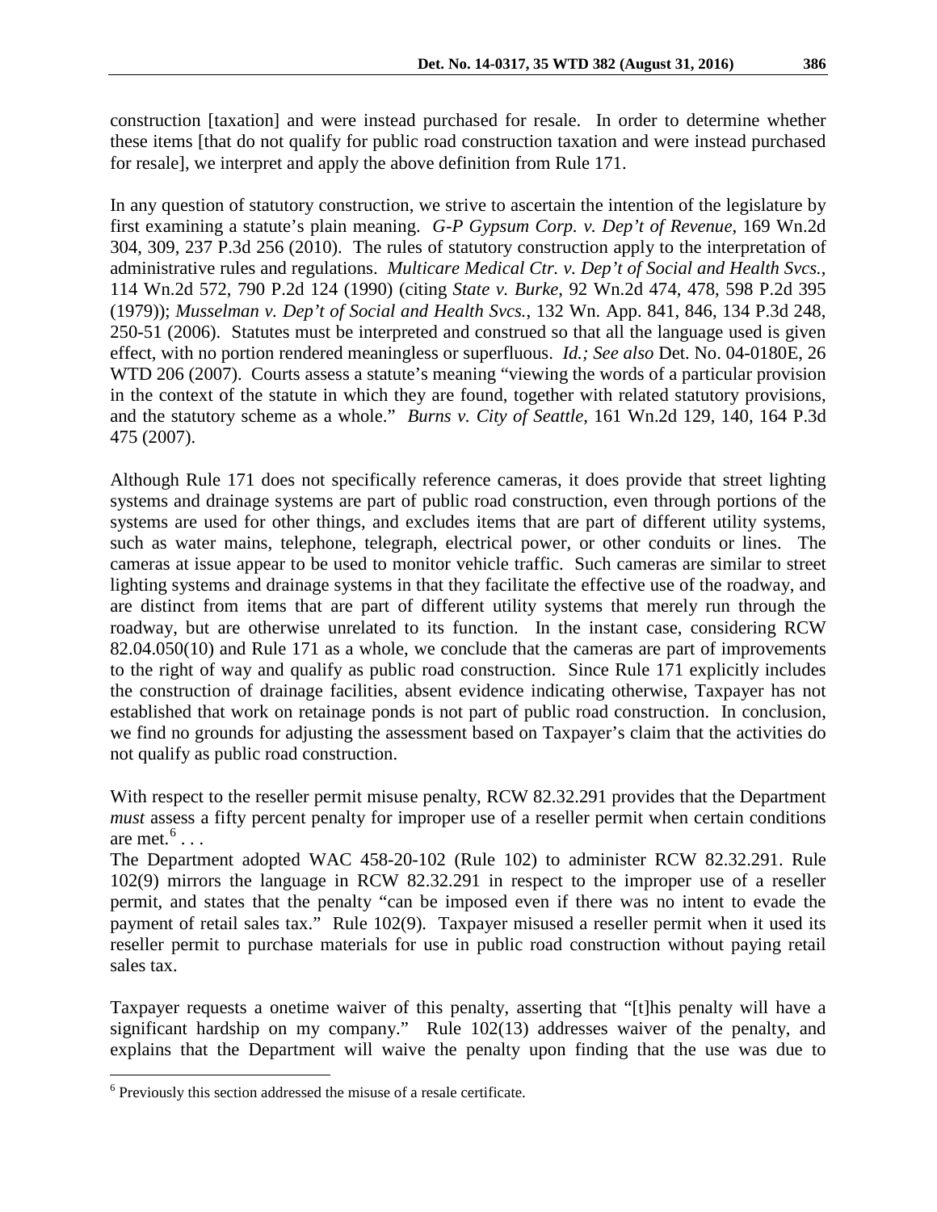construction [taxation] and were instead purchased for resale. In order to determine whether these items [that do not qualify for public road construction taxation and were instead purchased for resale], we interpret and apply the above definition from Rule 171.

In any question of statutory construction, we strive to ascertain the intention of the legislature by first examining a statute's plain meaning. *G-P Gypsum Corp. v. Dep't of Revenue*, 169 Wn.2d 304, 309, 237 P.3d 256 (2010). The rules of statutory construction apply to the interpretation of administrative rules and regulations. *Multicare Medical Ctr. v. Dep't of Social and Health Svcs.*, 114 Wn.2d 572, 790 P.2d 124 (1990) (citing *State v. Burke*, 92 Wn.2d 474, 478, 598 P.2d 395 (1979)); *Musselman v. Dep't of Social and Health Svcs.*, 132 Wn. App. 841, 846, 134 P.3d 248, 250-51 (2006). Statutes must be interpreted and construed so that all the language used is given effect, with no portion rendered meaningless or superfluous. *Id.; See also* Det. No. 04-0180E, 26 WTD 206 (2007). Courts assess a statute's meaning "viewing the words of a particular provision in the context of the statute in which they are found, together with related statutory provisions, and the statutory scheme as a whole." *Burns v. City of Seattle*, 161 Wn.2d 129, 140, 164 P.3d 475 (2007).

Although Rule 171 does not specifically reference cameras, it does provide that street lighting systems and drainage systems are part of public road construction, even through portions of the systems are used for other things, and excludes items that are part of different utility systems, such as water mains, telephone, telegraph, electrical power, or other conduits or lines. The cameras at issue appear to be used to monitor vehicle traffic. Such cameras are similar to street lighting systems and drainage systems in that they facilitate the effective use of the roadway, and are distinct from items that are part of different utility systems that merely run through the roadway, but are otherwise unrelated to its function. In the instant case, considering RCW 82.04.050(10) and Rule 171 as a whole, we conclude that the cameras are part of improvements to the right of way and qualify as public road construction. Since Rule 171 explicitly includes the construction of drainage facilities, absent evidence indicating otherwise, Taxpayer has not established that work on retainage ponds is not part of public road construction. In conclusion, we find no grounds for adjusting the assessment based on Taxpayer's claim that the activities do not qualify as public road construction.

With respect to the reseller permit misuse penalty, RCW 82.32.291 provides that the Department *must* assess a fifty percent penalty for improper use of a reseller permit when certain conditions are met.[6] . . .

The Department adopted WAC 458-20-102 (Rule 102) to administer RCW 82.32.291. Rule 102(9) mirrors the language in RCW 82.32.291 in respect to the improper use of a reseller permit, and states that the penalty "can be imposed even if there was no intent to evade the payment of retail sales tax." Rule 102(9). Taxpayer misused a reseller permit when it used its reseller permit to purchase materials for use in public road construction without paying retail sales tax.

Taxpayer requests a onetime waiver of this penalty, asserting that "[t]his penalty will have a significant hardship on my company." Rule 102(13) addresses waiver of the penalty, and explains that the Department will waive the penalty upon finding that the use was due to

---

[6] Previously this section addressed the misuse of a resale certificate.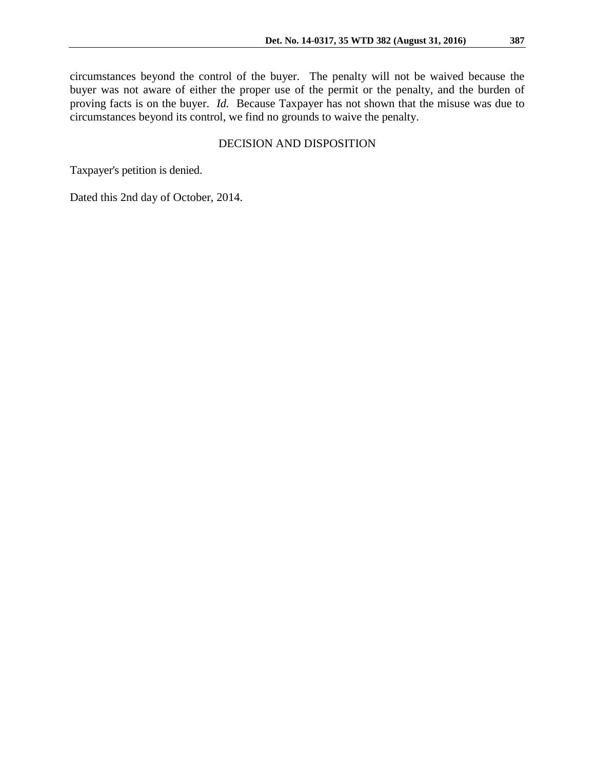circumstances beyond the control of the buyer. The penalty will not be waived because the buyer was not aware of either the proper use of the permit or the penalty, and the burden of proving facts is on the buyer. *Id.* Because Taxpayer has not shown that the misuse was due to circumstances beyond its control, we find no grounds to waive the penalty.

## DECISION AND DISPOSITION

Taxpayer's petition is denied.

Dated this 2nd day of October, 2014.